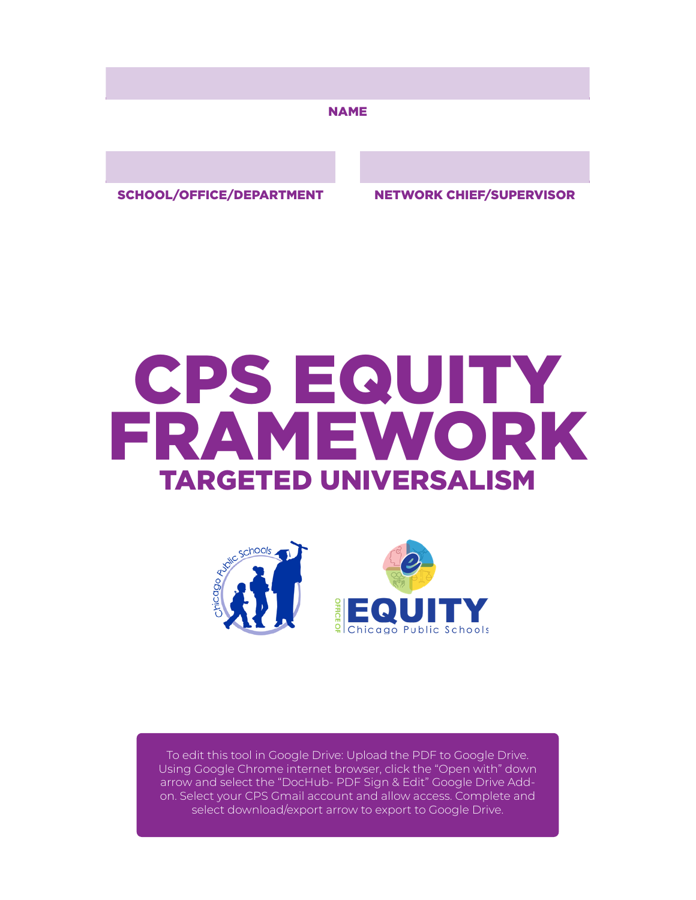NAME

SCHOOL/OFFICE/DEPARTMENT

NETWORK CHIEF/SUPERVISOR

# CPS EQUITY FRAMEWORK

## TARGETED UNIVERSALISM

OFFICE OF EQUITY Chicago Public Schools

To edit this tool in Google Drive: Upload the PDF to Google Drive. Using Google Chrome internet browser, click the "Open with" down arrow and select the "DocHub- PDF Sign & Edit" Google Drive Add-on. Select your CPS Gmail account and allow access. Complete and select download/export arrow to export to Google Drive.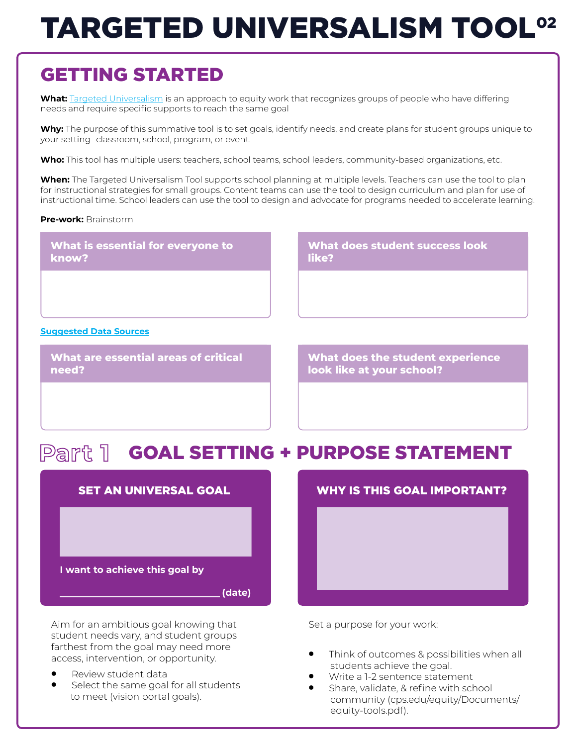# TARGETED UNIVERSALISM TOOL[02]

## GETTING STARTED

**What:** Targeted Universalism is an approach to equity work that recognizes groups of people who have differing needs and require specific supports to reach the same goal

**Why:** The purpose of this summative tool is to set goals, identify needs, and create plans for student groups unique to your setting- classroom, school, program, or event.

**Who:** This tool has multiple users: teachers, school teams, school leaders, community-based organizations, etc.

**When:** The Targeted Universalism Tool supports school planning at multiple levels. Teachers can use the tool to plan for instructional strategies for small groups. Content teams can use the tool to design curriculum and plan for use of instructional time. School leaders can use the tool to design and advocate for programs needed to accelerate learning.

**Pre-work:** Brainstorm

**What is essential for everyone to know?**

**What does student success look like?**

**Suggested Data Sources**

**What are essential areas of critical need?**

**What does the student experience look like at your school?**

## Part 1 GOAL SETTING + PURPOSE STATEMENT

**SET AN UNIVERSAL GOAL**

**I want to achieve this goal by**

**\_\_\_\_\_\_\_\_\_\_\_\_\_\_\_\_\_\_\_\_\_\_\_\_\_\_\_\_ (date)**

Aim for an ambitious goal knowing that student needs vary, and student groups farthest from the goal may need more access, intervention, or opportunity.

- Review student data
- Select the same goal for all students to meet (vision portal goals).

**WHY IS THIS GOAL IMPORTANT?**

Set a purpose for your work:

- Think of outcomes & possibilities when all students achieve the goal.
- Write a 1-2 sentence statement
- Share, validate, & refine with school community (cps.edu/equity/Documents/equity-tools.pdf).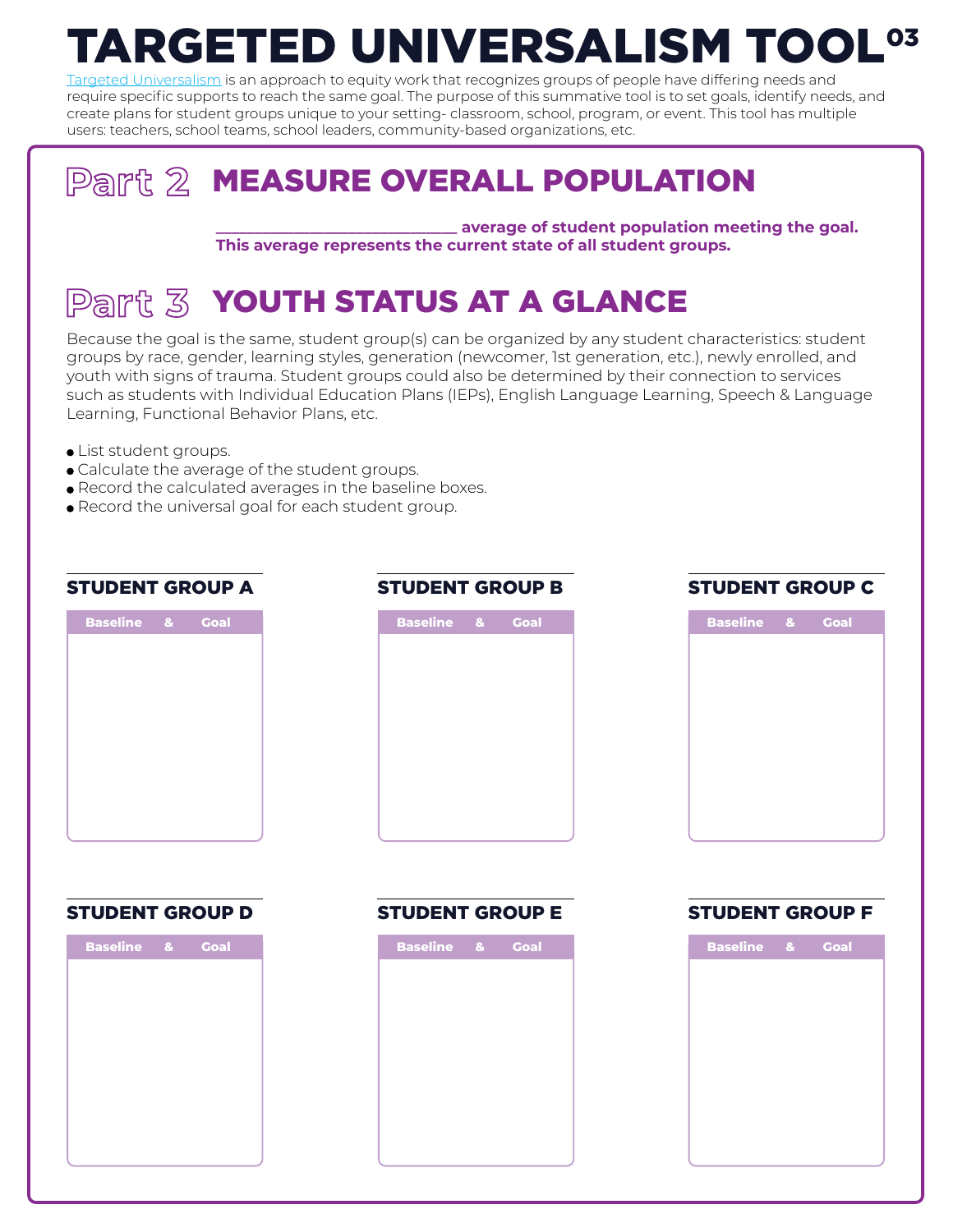# TARGETED UNIVERSALISM TOOL[03]

Targeted Universalism is an approach to equity work that recognizes groups of people have differing needs and require specific supports to reach the same goal. The purpose of this summative tool is to set goals, identify needs, and create plans for student groups unique to your setting- classroom, school, program, or event. This tool has multiple users: teachers, school teams, school leaders, community-based organizations, etc.

## Part 2 MEASURE OVERALL POPULATION

**______________________________ average of student population meeting the goal. This average represents the current state of all student groups.**

## Part 3 YOUTH STATUS AT A GLANCE

Because the goal is the same, student group(s) can be organized by any student characteristics: student groups by race, gender, learning styles, generation (newcomer, 1st generation, etc.), newly enrolled, and youth with signs of trauma. Student groups could also be determined by their connection to services such as students with Individual Education Plans (IEPs), English Language Learning, Speech & Language Learning, Functional Behavior Plans, etc.

- List student groups.
- Calculate the average of the student groups.
- Record the calculated averages in the baseline boxes.
- Record the universal goal for each student group.

### STUDENT GROUP A

| Baseline & Goal |
| --- |
| |

### STUDENT GROUP B

| Baseline & Goal |
| --- |
| |

### STUDENT GROUP C

| Baseline & Goal |
| --- |
| |

### STUDENT GROUP D

| Baseline & Goal |
| --- |
| |

### STUDENT GROUP E

| Baseline & Goal |
| --- |
| |

### STUDENT GROUP F

| Baseline & Goal |
| --- |
| |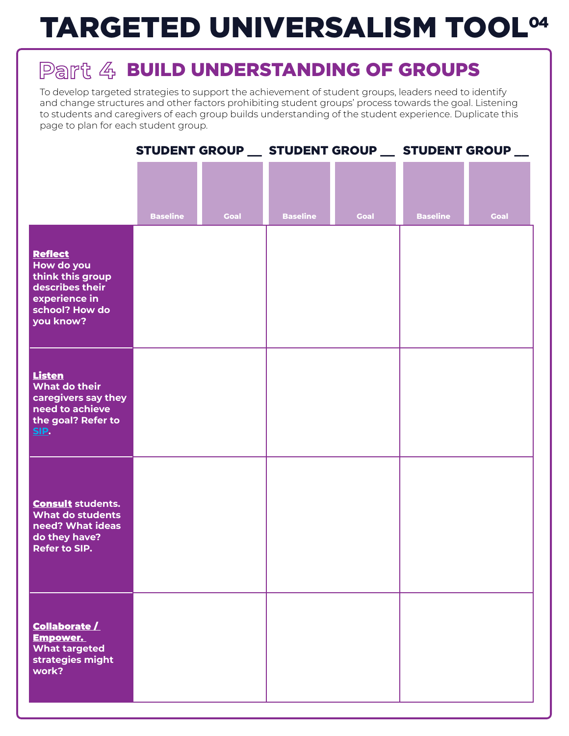# TARGETED UNIVERSALISM TOOL 04

## Part 4 BUILD UNDERSTANDING OF GROUPS

To develop targeted strategies to support the achievement of student groups, leaders need to identify and change structures and other factors prohibiting student groups' process towards the goal. Listening to students and caregivers of each group builds understanding of the student experience. Duplicate this page to plan for each student group.

| | STUDENT GROUP __ | | STUDENT GROUP __ | | STUDENT GROUP __ | |
|---|---|---|---|---|---|---|
| | Baseline | Goal | Baseline | Goal | Baseline | Goal |
| **Reflect** How do you think this group describes their experience in school? How do you know? | | | | | | |
| **Listen** What do their caregivers say they need to achieve the goal? Refer to SIP. | | | | | | |
| **Consult** students. What do students need? What ideas do they have? Refer to SIP. | | | | | | |
| **Collaborate / Empower.** What targeted strategies might work? | | | | | | |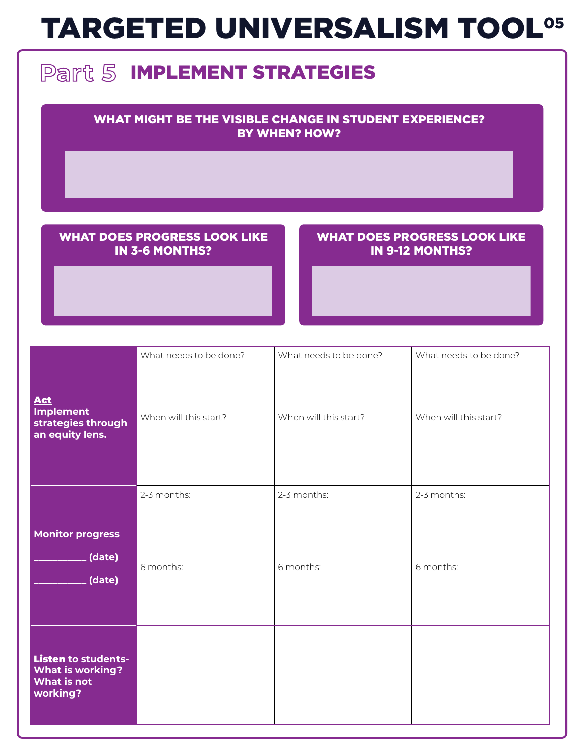# TARGETED UNIVERSALISM TOOL[05]

## Part 5 IMPLEMENT STRATEGIES

**WHAT MIGHT BE THE VISIBLE CHANGE IN STUDENT EXPERIENCE? BY WHEN? HOW?**

**WHAT DOES PROGRESS LOOK LIKE IN 3-6 MONTHS?**

**WHAT DOES PROGRESS LOOK LIKE IN 9-12 MONTHS?**

| | | | |
|---|---|---|---|
| **Act** Implement strategies through an equity lens. | What needs to be done?<br><br>When will this start? | What needs to be done?<br><br>When will this start? | What needs to be done?<br><br>When will this start? |
| **Monitor progress**<br>__________ (date)<br>__________ (date) | 2-3 months:<br><br>6 months: | 2-3 months:<br><br>6 months: | 2-3 months:<br><br>6 months: |
| **Listen to students- What is working? What is not working?** | | | |